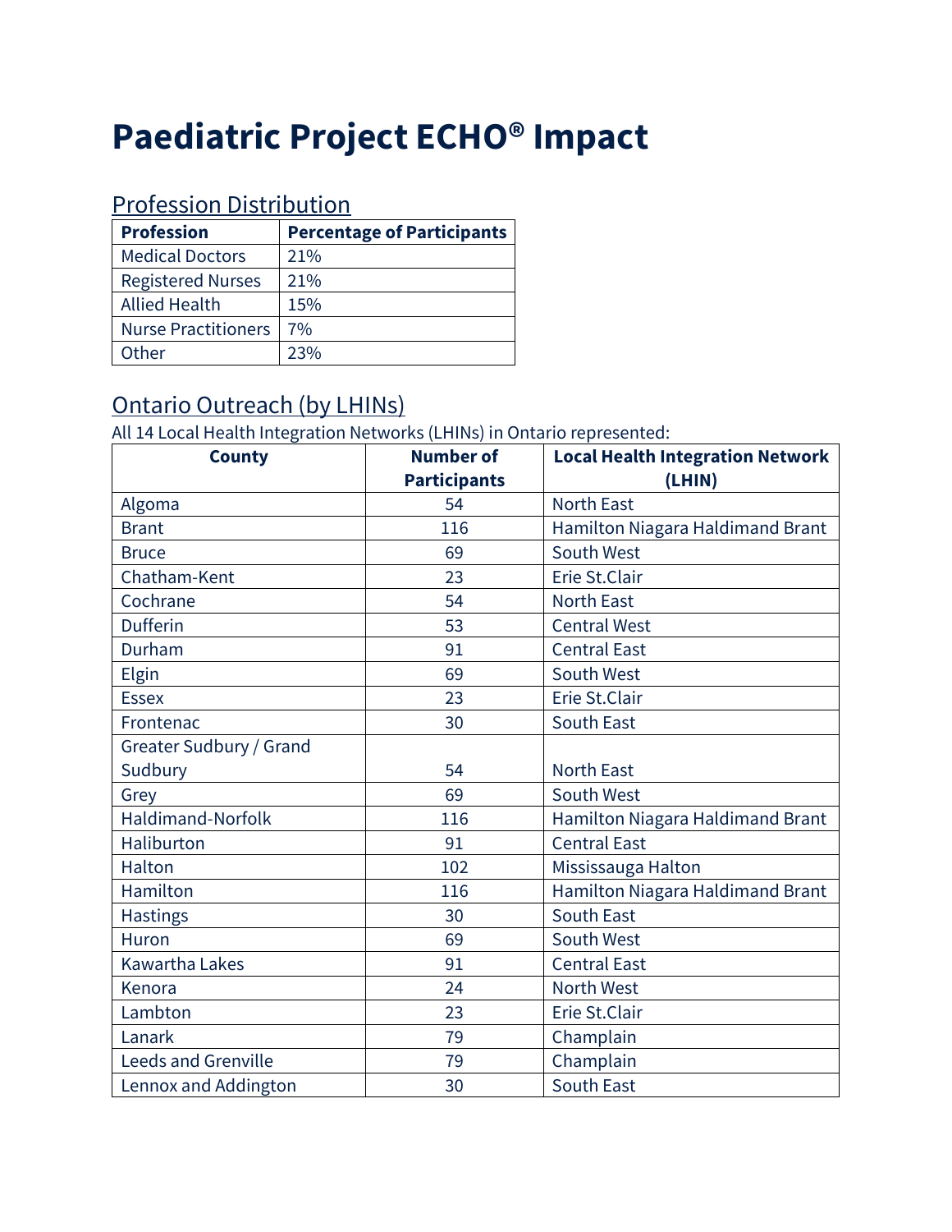# Paediatric Project ECHO® Impact

## Profession Distribution

| Profession | Percentage of Participants |
|---|---|
| Medical Doctors | 21% |
| Registered Nurses | 21% |
| Allied Health | 15% |
| Nurse Practitioners | 7% |
| Other | 23% |

## Ontario Outreach (by LHINs)

All 14 Local Health Integration Networks (LHINs) in Ontario represented:

| County | Number of Participants | Local Health Integration Network (LHIN) |
|---|---|---|
| Algoma | 54 | North East |
| Brant | 116 | Hamilton Niagara Haldimand Brant |
| Bruce | 69 | South West |
| Chatham-Kent | 23 | Erie St.Clair |
| Cochrane | 54 | North East |
| Dufferin | 53 | Central West |
| Durham | 91 | Central East |
| Elgin | 69 | South West |
| Essex | 23 | Erie St.Clair |
| Frontenac | 30 | South East |
| Greater Sudbury / Grand Sudbury | 54 | North East |
| Grey | 69 | South West |
| Haldimand-Norfolk | 116 | Hamilton Niagara Haldimand Brant |
| Haliburton | 91 | Central East |
| Halton | 102 | Mississauga Halton |
| Hamilton | 116 | Hamilton Niagara Haldimand Brant |
| Hastings | 30 | South East |
| Huron | 69 | South West |
| Kawartha Lakes | 91 | Central East |
| Kenora | 24 | North West |
| Lambton | 23 | Erie St.Clair |
| Lanark | 79 | Champlain |
| Leeds and Grenville | 79 | Champlain |
| Lennox and Addington | 30 | South East |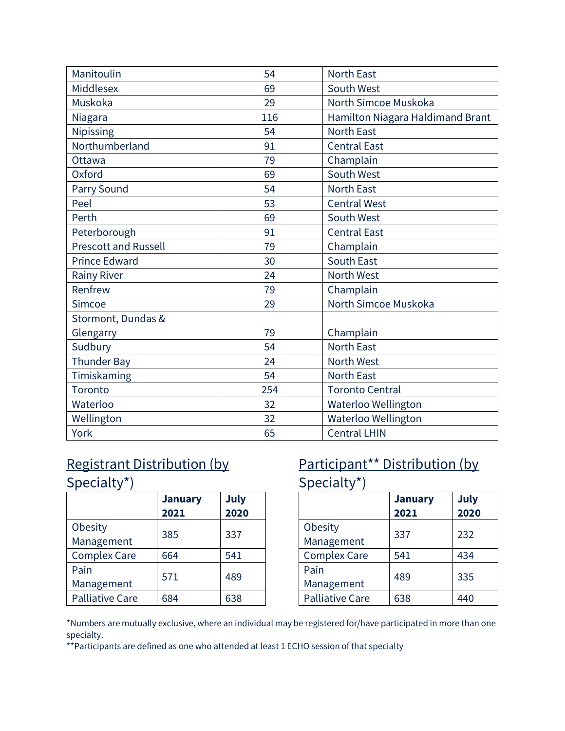| Manitoulin | 54 | North East |
|---|---|---|
| Middlesex | 69 | South West |
| Muskoka | 29 | North Simcoe Muskoka |
| Niagara | 116 | Hamilton Niagara Haldimand Brant |
| Nipissing | 54 | North East |
| Northumberland | 91 | Central East |
| Ottawa | 79 | Champlain |
| Oxford | 69 | South West |
| Parry Sound | 54 | North East |
| Peel | 53 | Central West |
| Perth | 69 | South West |
| Peterborough | 91 | Central East |
| Prescott and Russell | 79 | Champlain |
| Prince Edward | 30 | South East |
| Rainy River | 24 | North West |
| Renfrew | 79 | Champlain |
| Simcoe | 29 | North Simcoe Muskoka |
| Stormont, Dundas & Glengarry | 79 | Champlain |
| Sudbury | 54 | North East |
| Thunder Bay | 24 | North West |
| Timiskaming | 54 | North East |
| Toronto | 254 | Toronto Central |
| Waterloo | 32 | Waterloo Wellington |
| Wellington | 32 | Waterloo Wellington |
| York | 65 | Central LHIN |

## Registrant Distribution (by Specialty*)

| | January 2021 | July 2020 |
|---|---|---|
| Obesity Management | 385 | 337 |
| Complex Care | 664 | 541 |
| Pain Management | 571 | 489 |
| Palliative Care | 684 | 638 |

## Participant** Distribution (by Specialty*)

| | January 2021 | July 2020 |
|---|---|---|
| Obesity Management | 337 | 232 |
| Complex Care | 541 | 434 |
| Pain Management | 489 | 335 |
| Palliative Care | 638 | 440 |

*Numbers are mutually exclusive, where an individual may be registered for/have participated in more than one specialty.

**Participants are defined as one who attended at least 1 ECHO session of that specialty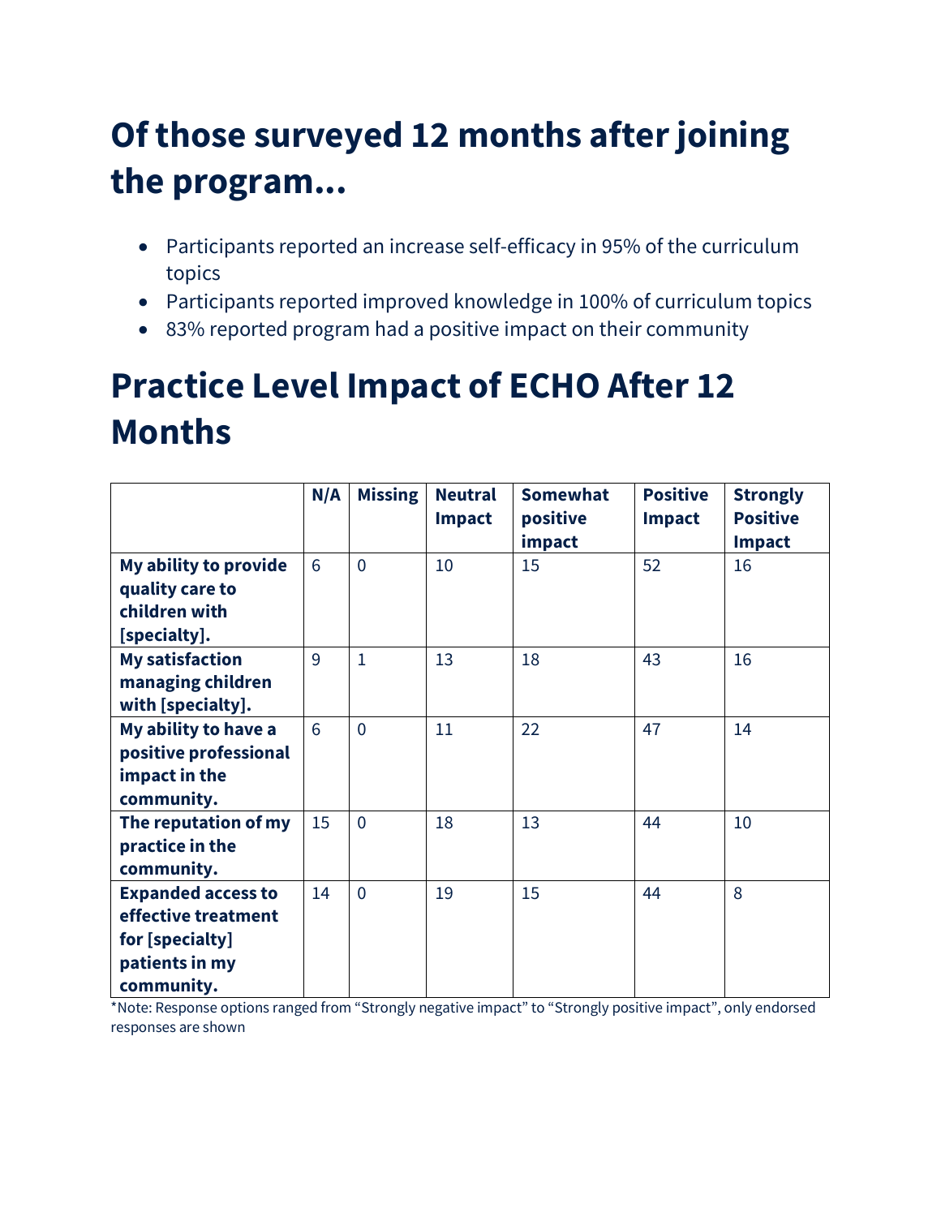# Of those surveyed 12 months after joining the program…

- Participants reported an increase self-efficacy in 95% of the curriculum topics
- Participants reported improved knowledge in 100% of curriculum topics
- 83% reported program had a positive impact on their community

# Practice Level Impact of ECHO After 12 Months

| | N/A | Missing | Neutral Impact | Somewhat positive impact | Positive Impact | Strongly Positive Impact |
|---|---|---|---|---|---|---|
| **My ability to provide quality care to children with [specialty].** | 6 | 0 | 10 | 15 | 52 | 16 |
| **My satisfaction managing children with [specialty].** | 9 | 1 | 13 | 18 | 43 | 16 |
| **My ability to have a positive professional impact in the community.** | 6 | 0 | 11 | 22 | 47 | 14 |
| **The reputation of my practice in the community.** | 15 | 0 | 18 | 13 | 44 | 10 |
| **Expanded access to effective treatment for [specialty] patients in my community.** | 14 | 0 | 19 | 15 | 44 | 8 |

*Note: Response options ranged from "Strongly negative impact" to "Strongly positive impact", only endorsed responses are shown